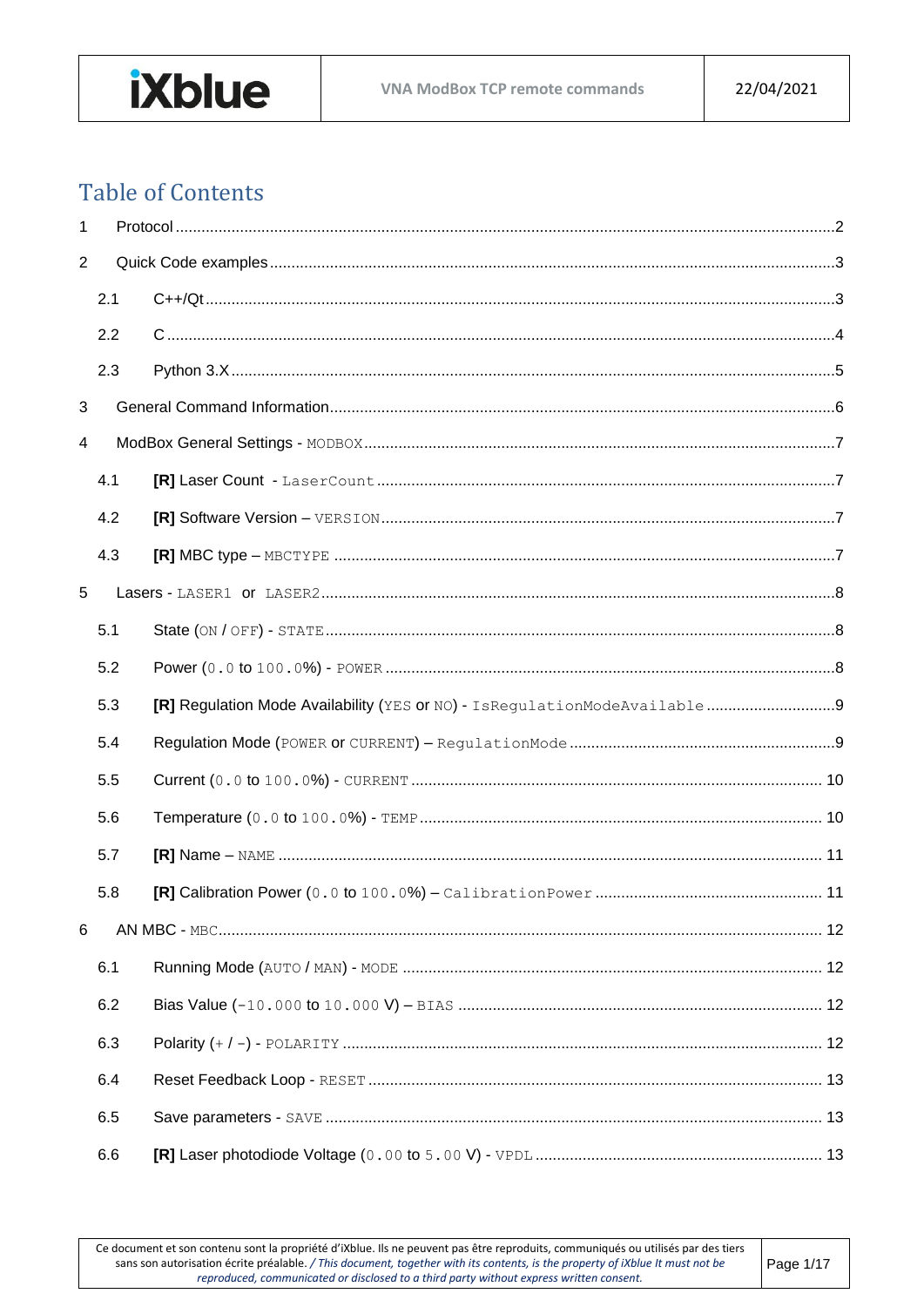# Table of Contents

1 Protocol ..... 2

2 Quick Code examples ..... 3

- 2.1 C++/Qt ..... 3
- 2.2 C ..... 4
- 2.3 Python 3.X ..... 5

3 General Command Information ..... 6

4 ModBox General Settings - `MODBOX` ..... 7

- 4.1 **[R]** Laser Count - `LaserCount` ..... 7
- 4.2 **[R]** Software Version – `VERSION` ..... 7
- 4.3 **[R]** MBC type – `MBCTYPE` ..... 7

5 Lasers - `LASER1` or `LASER2` ..... 8

- 5.1 State (`ON` / `OFF`) - `STATE` ..... 8
- 5.2 Power (`0.0` to `100.0`%) - `POWER` ..... 8
- 5.3 **[R]** Regulation Mode Availability (`YES` or `NO`) - `IsRegulationModeAvailable` ..... 9
- 5.4 Regulation Mode (`POWER` or `CURRENT`) – `RegulationMode` ..... 9
- 5.5 Current (`0.0` to `100.0`%) - `CURRENT` ..... 10
- 5.6 Temperature (`0.0` to `100.0`%) - `TEMP` ..... 10
- 5.7 **[R]** Name – `NAME` ..... 11
- 5.8 **[R]** Calibration Power (`0.0` to `100.0`%) – `CalibrationPower` ..... 11

6 AN MBC - `MBC` ..... 12

- 6.1 Running Mode (`AUTO` / `MAN`) - `MODE` ..... 12
- 6.2 Bias Value (`-10.000` to `10.000` V) – `BIAS` ..... 12
- 6.3 Polarity (`+` / `-`) - `POLARITY` ..... 12
- 6.4 Reset Feedback Loop - `RESET` ..... 13
- 6.5 Save parameters - `SAVE` ..... 13
- 6.6 **[R]** Laser photodiode Voltage (`0.00` to `5.00` V) - `VPDL` ..... 13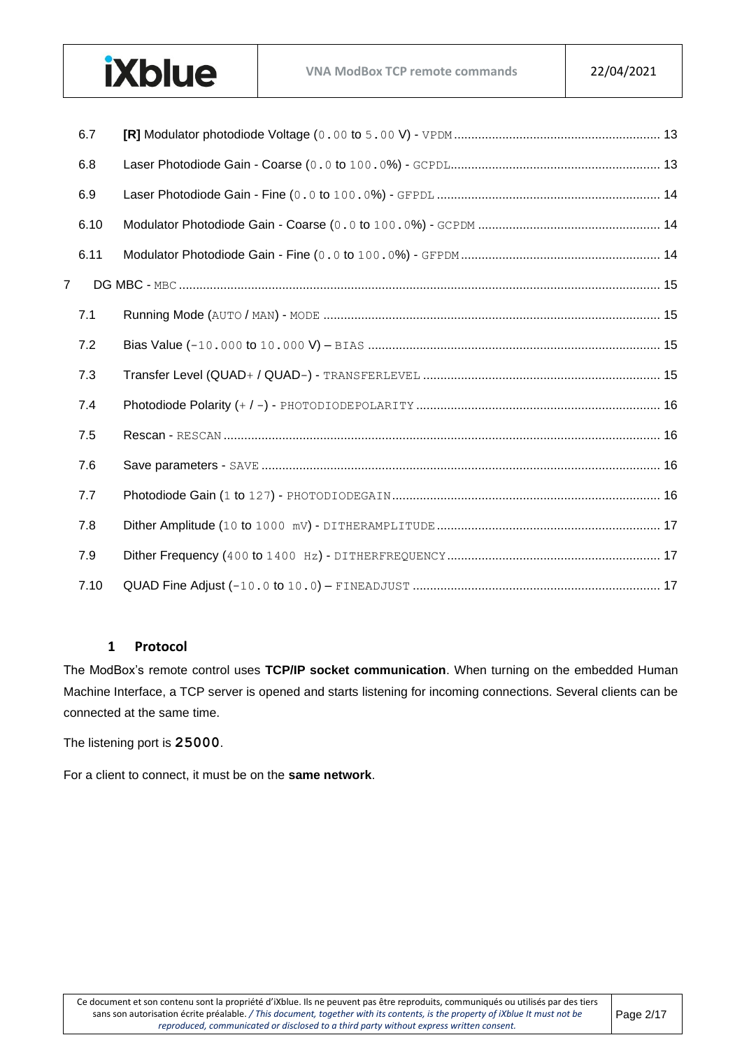6.7 **[R]** Modulator photodiode Voltage (0.00 to 5.00 V) - VPDM ........................................................ 13

6.8 Laser Photodiode Gain - Coarse (0.0 to 100.0%) - GCPDL ........................................................ 13

6.9 Laser Photodiode Gain - Fine (0.0 to 100.0%) - GFPDL ........................................................ 14

6.10 Modulator Photodiode Gain - Coarse (0.0 to 100.0%) - GCPDM ........................................................ 14

6.11 Modulator Photodiode Gain - Fine (0.0 to 100.0%) - GFPDM ........................................................ 14

7 DG MBC - MBC ........................................................ 15

7.1 Running Mode (AUTO / MAN) - MODE ........................................................ 15

7.2 Bias Value (-10.000 to 10.000 V) – BIAS ........................................................ 15

7.3 Transfer Level (QUAD+ / QUAD-) - TRANSFERLEVEL ........................................................ 15

7.4 Photodiode Polarity (+ / -) - PHOTODIODEPOLARITY ........................................................ 16

7.5 Rescan - RESCAN ........................................................ 16

7.6 Save parameters - SAVE ........................................................ 16

7.7 Photodiode Gain (1 to 127) - PHOTODIODEGAIN ........................................................ 16

7.8 Dither Amplitude (10 to 1000 mV) - DITHERAMPLITUDE ........................................................ 17

7.9 Dither Frequency (400 to 1400 Hz) - DITHERFREQUENCY ........................................................ 17

7.10 QUAD Fine Adjust (-10.0 to 10.0) – FINEADJUST ........................................................ 17

# 1 Protocol

The ModBox's remote control uses **TCP/IP socket communication**. When turning on the embedded Human Machine Interface, a TCP server is opened and starts listening for incoming connections. Several clients can be connected at the same time.

The listening port is **25000**.

For a client to connect, it must be on the **same network**.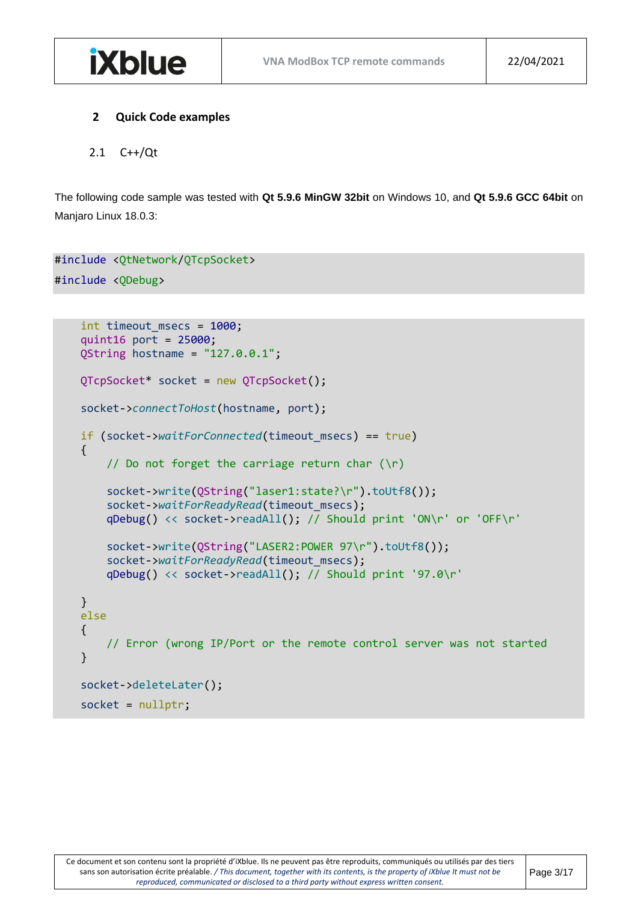## 2 Quick Code examples

### 2.1 C++/Qt

The following code sample was tested with **Qt 5.9.6 MinGW 32bit** on Windows 10, and **Qt 5.9.6 GCC 64bit** on Manjaro Linux 18.0.3:

```
#include <QtNetwork/QTcpSocket>
#include <QDebug>
```

```
    int timeout_msecs = 1000;
    quint16 port = 25000;
    QString hostname = "127.0.0.1";

    QTcpSocket* socket = new QTcpSocket();

    socket->connectToHost(hostname, port);

    if (socket->waitForConnected(timeout_msecs) == true)
    {
        // Do not forget the carriage return char (\r)

        socket->write(QString("laser1:state?\r").toUtf8());
        socket->waitForReadyRead(timeout_msecs);
        qDebug() << socket->readAll(); // Should print 'ON\r' or 'OFF\r'

        socket->write(QString("LASER2:POWER 97\r").toUtf8());
        socket->waitForReadyRead(timeout_msecs);
        qDebug() << socket->readAll(); // Should print '97.0\r'

    }
    else
    {
        // Error (wrong IP/Port or the remote control server was not started
    }

    socket->deleteLater();
    socket = nullptr;
```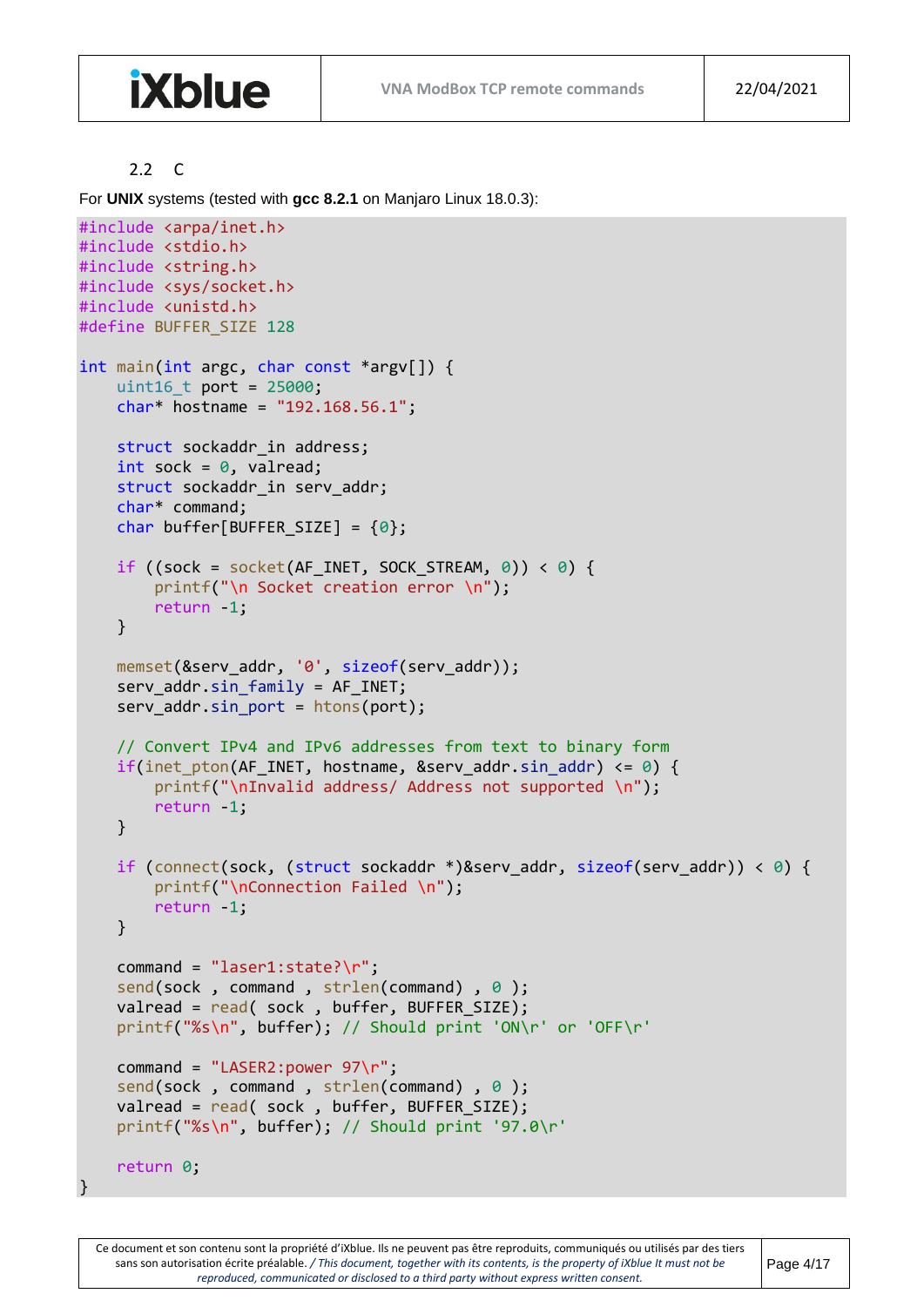## 2.2 C

For **UNIX** systems (tested with **gcc 8.2.1** on Manjaro Linux 18.0.3):

```c
#include <arpa/inet.h>
#include <stdio.h>
#include <string.h>
#include <sys/socket.h>
#include <unistd.h>
#define BUFFER_SIZE 128

int main(int argc, char const *argv[]) {
    uint16_t port = 25000;
    char* hostname = "192.168.56.1";

    struct sockaddr_in address;
    int sock = 0, valread;
    struct sockaddr_in serv_addr;
    char* command;
    char buffer[BUFFER_SIZE] = {0};

    if ((sock = socket(AF_INET, SOCK_STREAM, 0)) < 0) {
        printf("\n Socket creation error \n");
        return -1;
    }

    memset(&serv_addr, '0', sizeof(serv_addr));
    serv_addr.sin_family = AF_INET;
    serv_addr.sin_port = htons(port);

    // Convert IPv4 and IPv6 addresses from text to binary form
    if(inet_pton(AF_INET, hostname, &serv_addr.sin_addr) <= 0) {
        printf("\nInvalid address/ Address not supported \n");
        return -1;
    }

    if (connect(sock, (struct sockaddr *)&serv_addr, sizeof(serv_addr)) < 0) {
        printf("\nConnection Failed \n");
        return -1;
    }

    command = "laser1:state?\r";
    send(sock , command , strlen(command) , 0 );
    valread = read( sock , buffer, BUFFER_SIZE);
    printf("%s\n", buffer); // Should print 'ON\r' or 'OFF\r'

    command = "LASER2:power 97\r";
    send(sock , command , strlen(command) , 0 );
    valread = read( sock , buffer, BUFFER_SIZE);
    printf("%s\n", buffer); // Should print '97.0\r'

    return 0;
}
```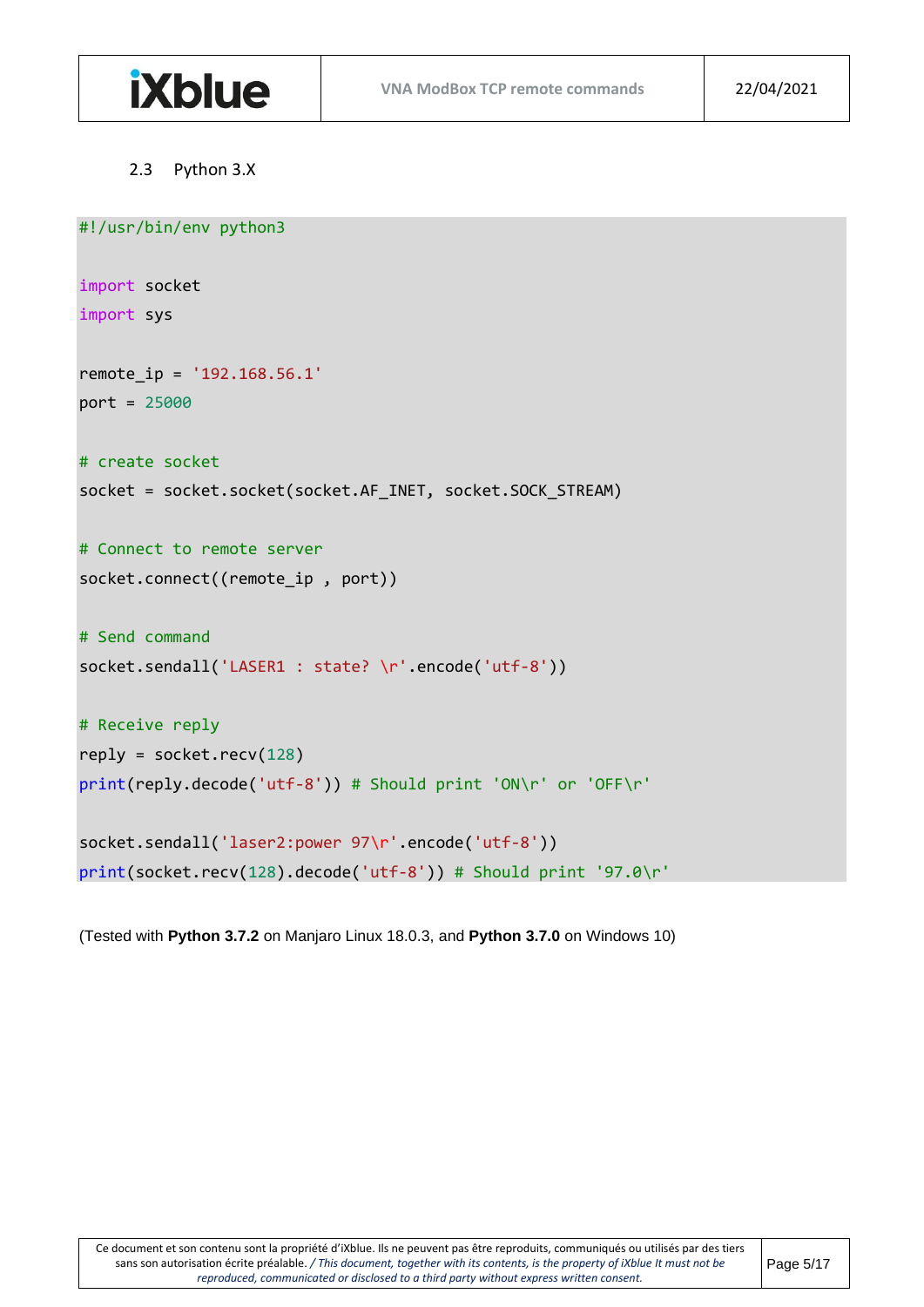### 2.3 Python 3.X

```python
#!/usr/bin/env python3

import socket
import sys

remote_ip = '192.168.56.1'
port = 25000

# create socket
socket = socket.socket(socket.AF_INET, socket.SOCK_STREAM)

# Connect to remote server
socket.connect((remote_ip , port))

# Send command
socket.sendall('LASER1 : state? \r'.encode('utf-8'))

# Receive reply
reply = socket.recv(128)
print(reply.decode('utf-8')) # Should print 'ON\r' or 'OFF\r'

socket.sendall('laser2:power 97\r'.encode('utf-8'))
print(socket.recv(128).decode('utf-8')) # Should print '97.0\r'
```

(Tested with **Python 3.7.2** on Manjaro Linux 18.0.3, and **Python 3.7.0** on Windows 10)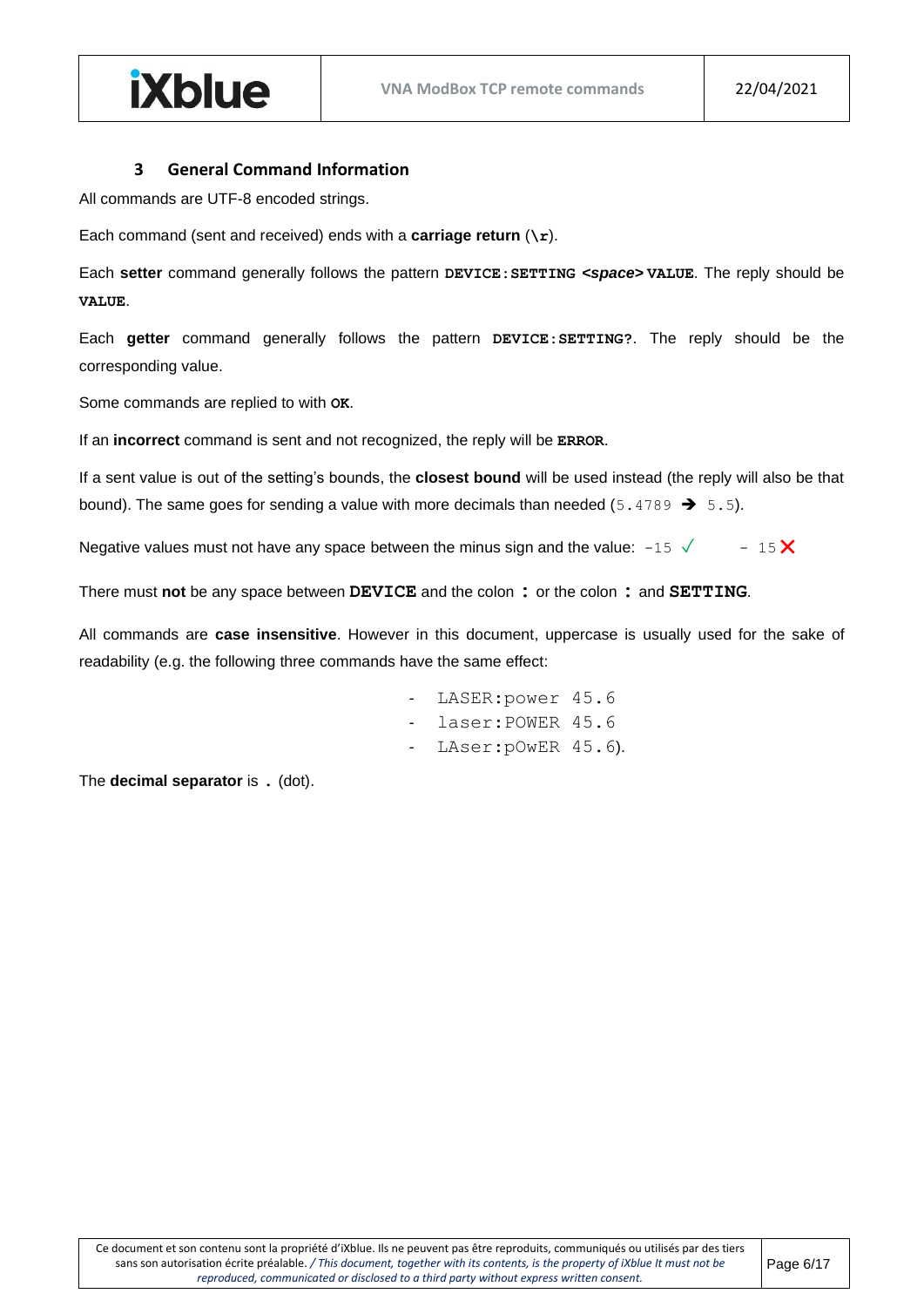## 3 General Command Information

All commands are UTF-8 encoded strings.

Each command (sent and received) ends with a **carriage return** (`\r`).

Each **setter** command generally follows the pattern `DEVICE:SETTING` ***<space>*** `VALUE`. The reply should be `VALUE`.

Each **getter** command generally follows the pattern `DEVICE:SETTING?`. The reply should be the corresponding value.

Some commands are replied to with `OK`.

If an **incorrect** command is sent and not recognized, the reply will be `ERROR`.

If a sent value is out of the setting's bounds, the **closest bound** will be used instead (the reply will also be that bound). The same goes for sending a value with more decimals than needed (`5.4789` ➔ `5.5`).

Negative values must not have any space between the minus sign and the value: `-15` ✓ `- 15` ✗

There must **not** be any space between **DEVICE** and the colon **:** or the colon **:** and **SETTING**.

All commands are **case insensitive**. However in this document, uppercase is usually used for the sake of readability (e.g. the following three commands have the same effect:

- `LASER:power 45.6`
- `laser:POWER 45.6`
- `LAser:pOwER 45.6`).

The **decimal separator** is **.** (dot).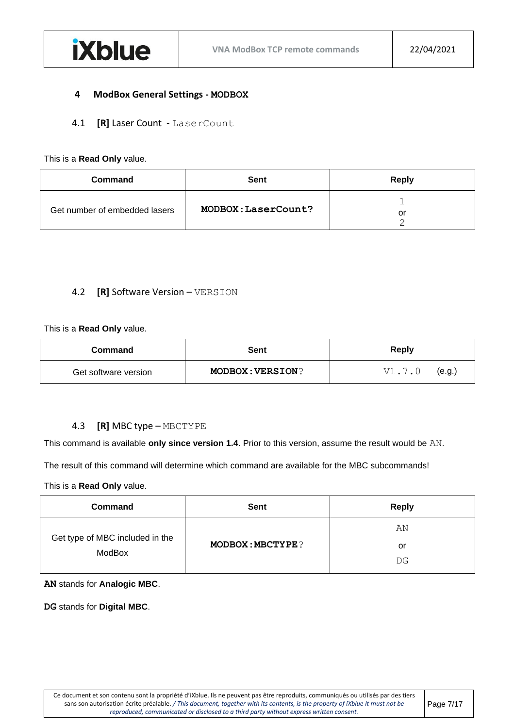## 4 ModBox General Settings - MODBOX

### 4.1 [R] Laser Count - LaserCount

This is a **Read Only** value.

| Command | Sent | Reply |
|---|---|---|
| Get number of embedded lasers | **MODBOX:LaserCount?** | 1<br>or<br>2 |

### 4.2 [R] Software Version – VERSION

This is a **Read Only** value.

| Command | Sent | Reply |
|---|---|---|
| Get software version | **MODBOX:VERSION**? | V1.7.0 (e.g.) |

### 4.3 [R] MBC type – MBCTYPE

This command is available **only since version 1.4**. Prior to this version, assume the result would be AN.

The result of this command will determine which command are available for the MBC subcommands!

This is a **Read Only** value.

| Command | Sent | Reply |
|---|---|---|
| Get type of MBC included in the ModBox | **MODBOX:MBCTYPE**? | AN<br>or<br>DG |

**AN** stands for **Analogic MBC**.

**DG** stands for **Digital MBC**.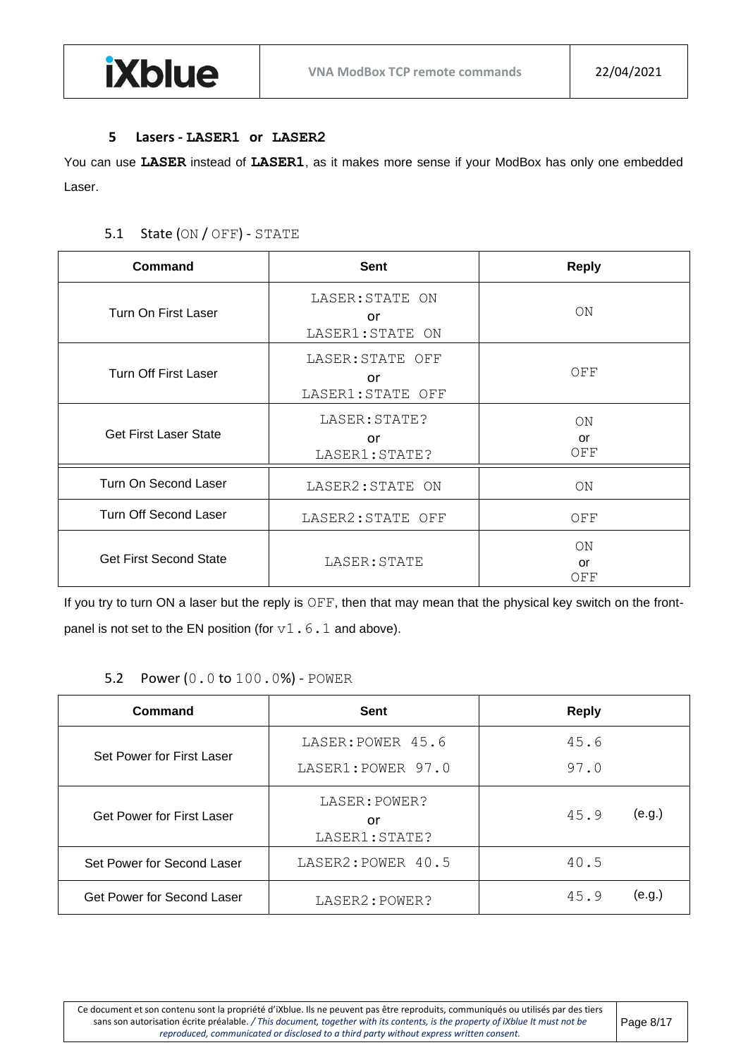## 5 Lasers - **LASER1** or **LASER2**

You can use **LASER** instead of **LASER1**, as it makes more sense if your ModBox has only one embedded Laser.

### 5.1 State (ON / OFF) - STATE

| Command | Sent | Reply |
|---|---|---|
| Turn On First Laser | LASER:STATE ON<br>or<br>LASER1:STATE ON | ON |
| Turn Off First Laser | LASER:STATE OFF<br>or<br>LASER1:STATE OFF | OFF |
| Get First Laser State | LASER:STATE?<br>or<br>LASER1:STATE? | ON<br>or<br>OFF |
| Turn On Second Laser | LASER2:STATE ON | ON |
| Turn Off Second Laser | LASER2:STATE OFF | OFF |
| Get First Second State | LASER:STATE | ON<br>or<br>OFF |

If you try to turn ON a laser but the reply is OFF, then that may mean that the physical key switch on the front-panel is not set to the EN position (for v1.6.1 and above).

### 5.2 Power (0.0 to 100.0%) - POWER

| Command | Sent | Reply |
|---|---|---|
| Set Power for First Laser | LASER:POWER 45.6<br>LASER1:POWER 97.0 | 45.6<br>97.0 |
| Get Power for First Laser | LASER:POWER?<br>or<br>LASER1:STATE? | 45.9 (e.g.) |
| Set Power for Second Laser | LASER2:POWER 40.5 | 40.5 |
| Get Power for Second Laser | LASER2:POWER? | 45.9 (e.g.) |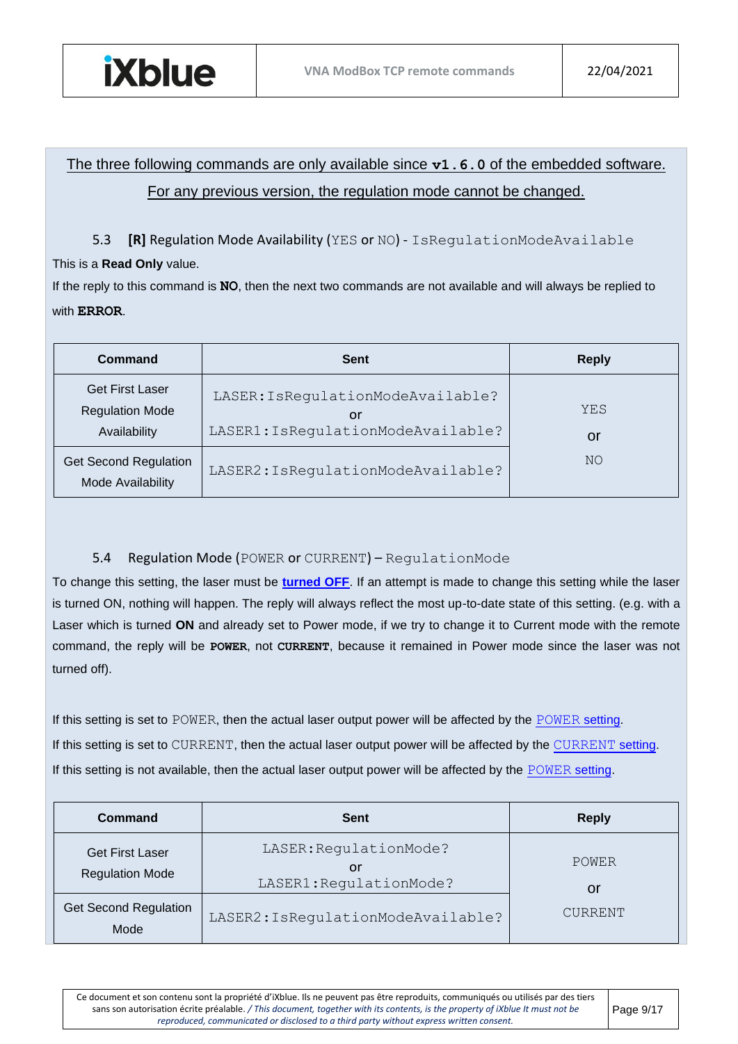The three following commands are only available since **v1.6.0** of the embedded software.
For any previous version, the regulation mode cannot be changed.

### 5.3 [R] Regulation Mode Availability (YES or NO) - IsRegulationModeAvailable

This is a **Read Only** value.

If the reply to this command is **NO**, then the next two commands are not available and will always be replied to with **ERROR**.

| Command | Sent | Reply |
|---|---|---|
| Get First Laser Regulation Mode Availability | LASER:IsRegulationModeAvailable? or LASER1:IsRegulationModeAvailable? | YES or NO |
| Get Second Regulation Mode Availability | LASER2:IsRegulationModeAvailable? | |

### 5.4 Regulation Mode (POWER or CURRENT) – RegulationMode

To change this setting, the laser must be **turned OFF**. If an attempt is made to change this setting while the laser is turned ON, nothing will happen. The reply will always reflect the most up-to-date state of this setting. (e.g. with a Laser which is turned **ON** and already set to Power mode, if we try to change it to Current mode with the remote command, the reply will be **POWER**, not **CURRENT**, because it remained in Power mode since the laser was not turned off).

If this setting is set to POWER, then the actual laser output power will be affected by the POWER setting.
If this setting is set to CURRENT, then the actual laser output power will be affected by the CURRENT setting.
If this setting is not available, then the actual laser output power will be affected by the POWER setting.

| Command | Sent | Reply |
|---|---|---|
| Get First Laser Regulation Mode | LASER:RegulationMode? or LASER1:RegulationMode? | POWER or CURRENT |
| Get Second Regulation Mode | LASER2:IsRegulationModeAvailable? | |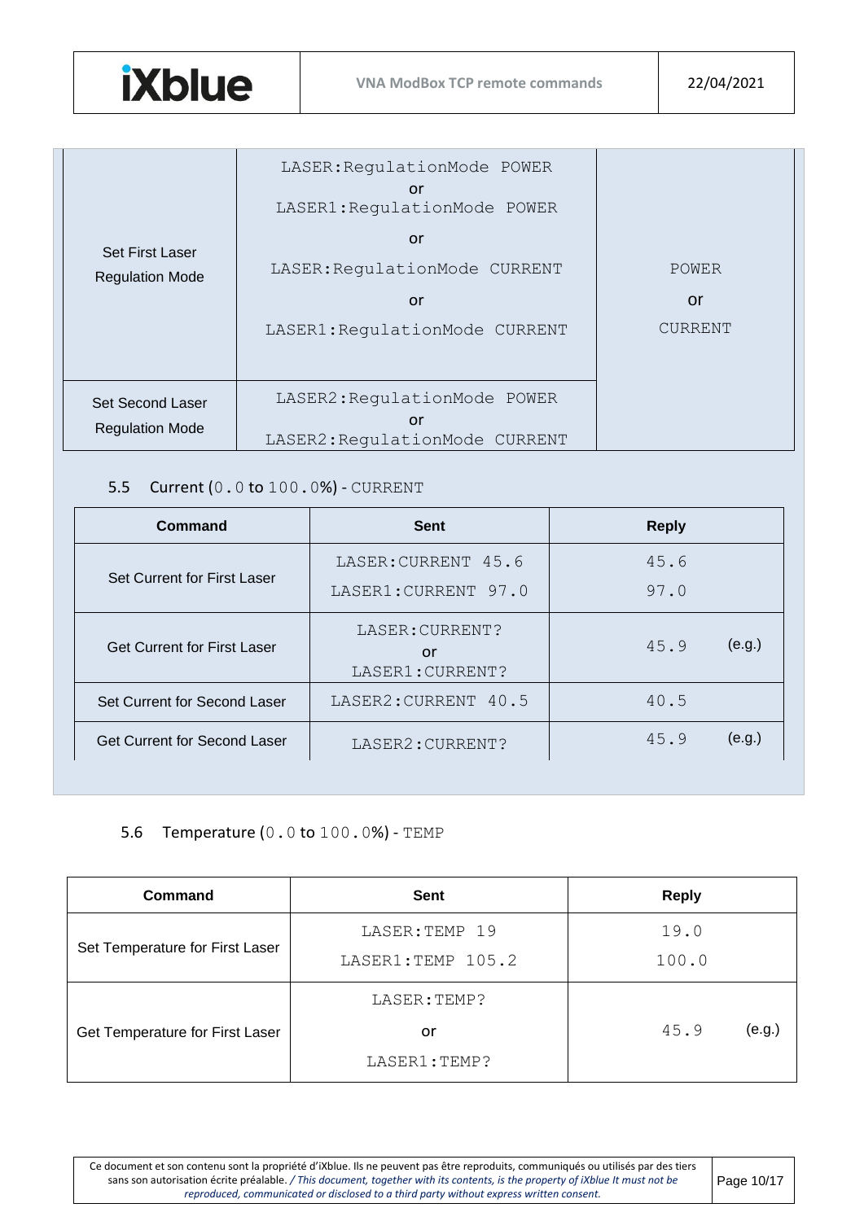| | | |
|---|---|---|
| Set First Laser Regulation Mode | LASER:RegulationMode POWER<br>or<br>LASER1:RegulationMode POWER<br>or<br>LASER:RegulationMode CURRENT<br>or<br>LASER1:RegulationMode CURRENT | POWER<br>or<br>CURRENT |
| Set Second Laser Regulation Mode | LASER2:RegulationMode POWER<br>or<br>LASER2:RegulationMode CURRENT | |

### 5.5 Current (0.0 to 100.0%) - CURRENT

| Command | Sent | Reply |
|---|---|---|
| Set Current for First Laser | LASER:CURRENT 45.6<br>LASER1:CURRENT 97.0 | 45.6<br>97.0 |
| Get Current for First Laser | LASER:CURRENT?<br>or<br>LASER1:CURRENT? | 45.9 (e.g.) |
| Set Current for Second Laser | LASER2:CURRENT 40.5 | 40.5 |
| Get Current for Second Laser | LASER2:CURRENT? | 45.9 (e.g.) |

### 5.6 Temperature (0.0 to 100.0%) - TEMP

| Command | Sent | Reply |
|---|---|---|
| Set Temperature for First Laser | LASER:TEMP 19<br>LASER1:TEMP 105.2 | 19.0<br>100.0 |
| Get Temperature for First Laser | LASER:TEMP?<br>or<br>LASER1:TEMP? | 45.9 (e.g.) |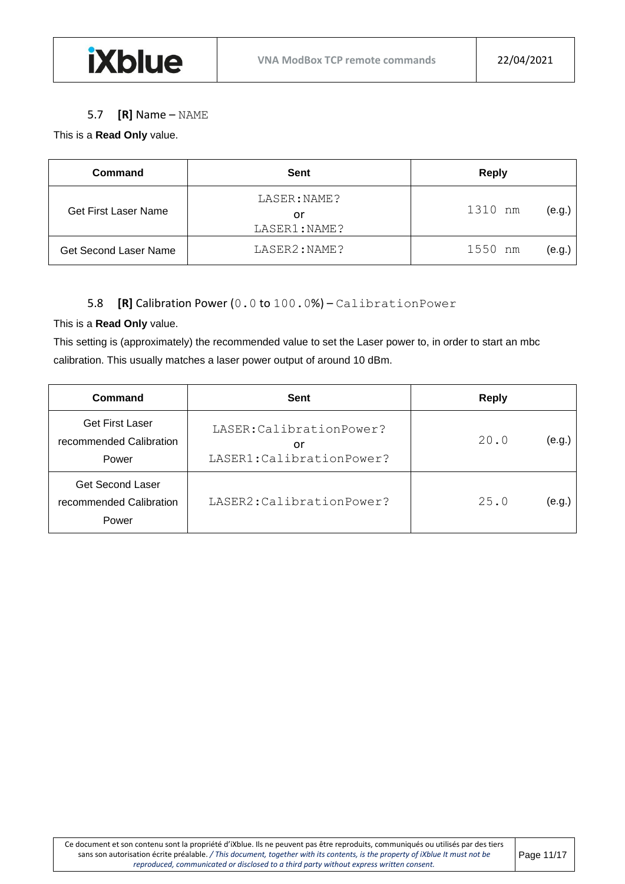### 5.7 **[R]** Name – NAME

This is a **Read Only** value.

| Command | Sent | Reply |
| --- | --- | --- |
| Get First Laser Name | LASER:NAME?<br>or<br>LASER1:NAME? | 1310 nm (e.g.) |
| Get Second Laser Name | LASER2:NAME? | 1550 nm (e.g.) |

### 5.8 **[R]** Calibration Power (0.0 to 100.0%) – CalibrationPower

This is a **Read Only** value.

This setting is (approximately) the recommended value to set the Laser power to, in order to start an mbc calibration. This usually matches a laser power output of around 10 dBm.

| Command | Sent | Reply |
| --- | --- | --- |
| Get First Laser recommended Calibration Power | LASER:CalibrationPower?<br>or<br>LASER1:CalibrationPower? | 20.0 (e.g.) |
| Get Second Laser recommended Calibration Power | LASER2:CalibrationPower? | 25.0 (e.g.) |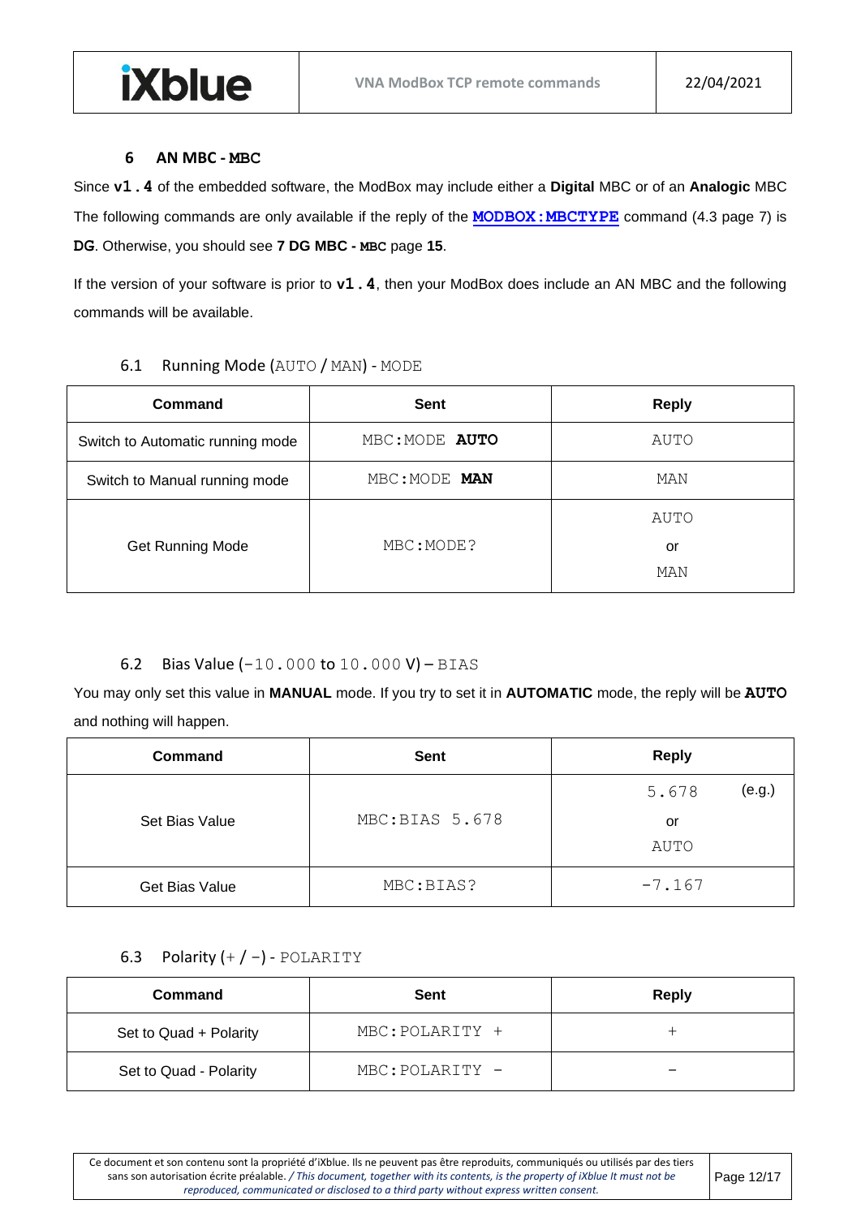## 6 AN MBC - MBC

Since **v1.4** of the embedded software, the ModBox may include either a **Digital** MBC or of an **Analogic** MBC The following commands are only available if the reply of the **MODBOX:MBCTYPE** command (4.3 page 7) is **DG**. Otherwise, you should see **7 DG MBC - MBC** page **15**.

If the version of your software is prior to **v1.4**, then your ModBox does include an AN MBC and the following commands will be available.

### 6.1 Running Mode (AUTO / MAN) - MODE

| Command | Sent | Reply |
|---|---|---|
| Switch to Automatic running mode | MBC:MODE **AUTO** | AUTO |
| Switch to Manual running mode | MBC:MODE **MAN** | MAN |
| Get Running Mode | MBC:MODE? | AUTO<br>or<br>MAN |

### 6.2 Bias Value (-10.000 to 10.000 V) – BIAS

You may only set this value in **MANUAL** mode. If you try to set it in **AUTOMATIC** mode, the reply will be **AUTO** and nothing will happen.

| Command | Sent | Reply |
|---|---|---|
| Set Bias Value | MBC:BIAS 5.678 | 5.678 (e.g.)<br>or<br>AUTO |
| Get Bias Value | MBC:BIAS? | -7.167 |

### 6.3 Polarity (+ / -) - POLARITY

| Command | Sent | Reply |
|---|---|---|
| Set to Quad + Polarity | MBC:POLARITY + | + |
| Set to Quad - Polarity | MBC:POLARITY - | - |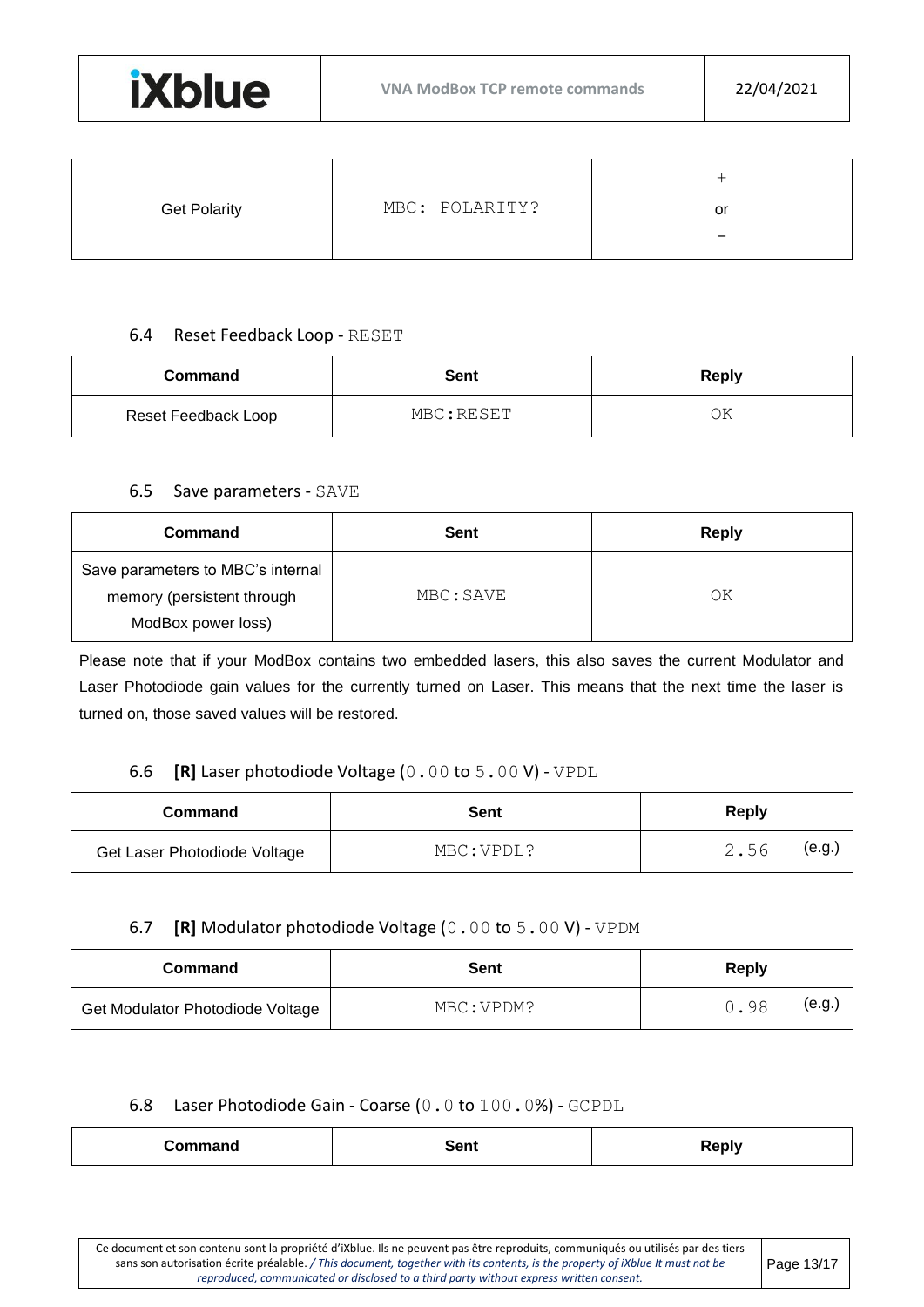| Get Polarity | MBC: POLARITY? | + or – |
|---|---|---|

### 6.4 Reset Feedback Loop - RESET

| Command | Sent | Reply |
|---|---|---|
| Reset Feedback Loop | MBC:RESET | OK |

### 6.5 Save parameters - SAVE

| Command | Sent | Reply |
|---|---|---|
| Save parameters to MBC's internal memory (persistent through ModBox power loss) | MBC:SAVE | OK |

Please note that if your ModBox contains two embedded lasers, this also saves the current Modulator and Laser Photodiode gain values for the currently turned on Laser. This means that the next time the laser is turned on, those saved values will be restored.

### 6.6 [R] Laser photodiode Voltage (0.00 to 5.00 V) - VPDL

| Command | Sent | Reply |
|---|---|---|
| Get Laser Photodiode Voltage | MBC:VPDL? | 2.56 (e.g.) |

### 6.7 [R] Modulator photodiode Voltage (0.00 to 5.00 V) - VPDM

| Command | Sent | Reply |
|---|---|---|
| Get Modulator Photodiode Voltage | MBC:VPDM? | 0.98 (e.g.) |

### 6.8 Laser Photodiode Gain - Coarse (0.0 to 100.0%) - GCPDL

| Command | Sent | Reply |
|---|---|---|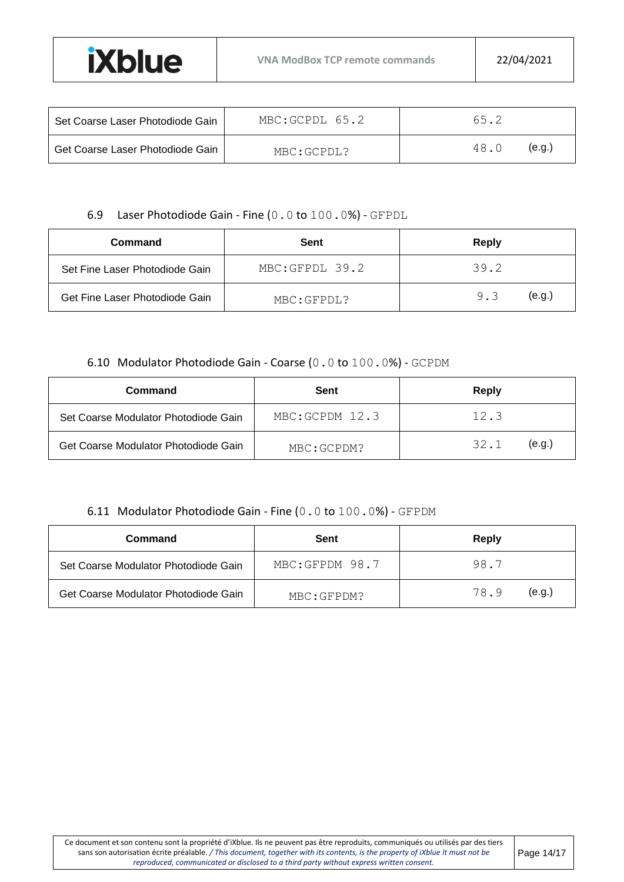| | | |
|---|---|---|
| Set Coarse Laser Photodiode Gain | MBC:GCPDL 65.2 | 65.2 |
| Get Coarse Laser Photodiode Gain | MBC:GCPDL? | 48.0 (e.g.) |

### 6.9 Laser Photodiode Gain - Fine (0.0 to 100.0%) - GFPDL

| Command | Sent | Reply |
|---|---|---|
| Set Fine Laser Photodiode Gain | MBC:GFPDL 39.2 | 39.2 |
| Get Fine Laser Photodiode Gain | MBC:GFPDL? | 9.3 (e.g.) |

### 6.10 Modulator Photodiode Gain - Coarse (0.0 to 100.0%) - GCPDM

| Command | Sent | Reply |
|---|---|---|
| Set Coarse Modulator Photodiode Gain | MBC:GCPDM 12.3 | 12.3 |
| Get Coarse Modulator Photodiode Gain | MBC:GCPDM? | 32.1 (e.g.) |

### 6.11 Modulator Photodiode Gain - Fine (0.0 to 100.0%) - GFPDM

| Command | Sent | Reply |
|---|---|---|
| Set Coarse Modulator Photodiode Gain | MBC:GFPDM 98.7 | 98.7 |
| Get Coarse Modulator Photodiode Gain | MBC:GFPDM? | 78.9 (e.g.) |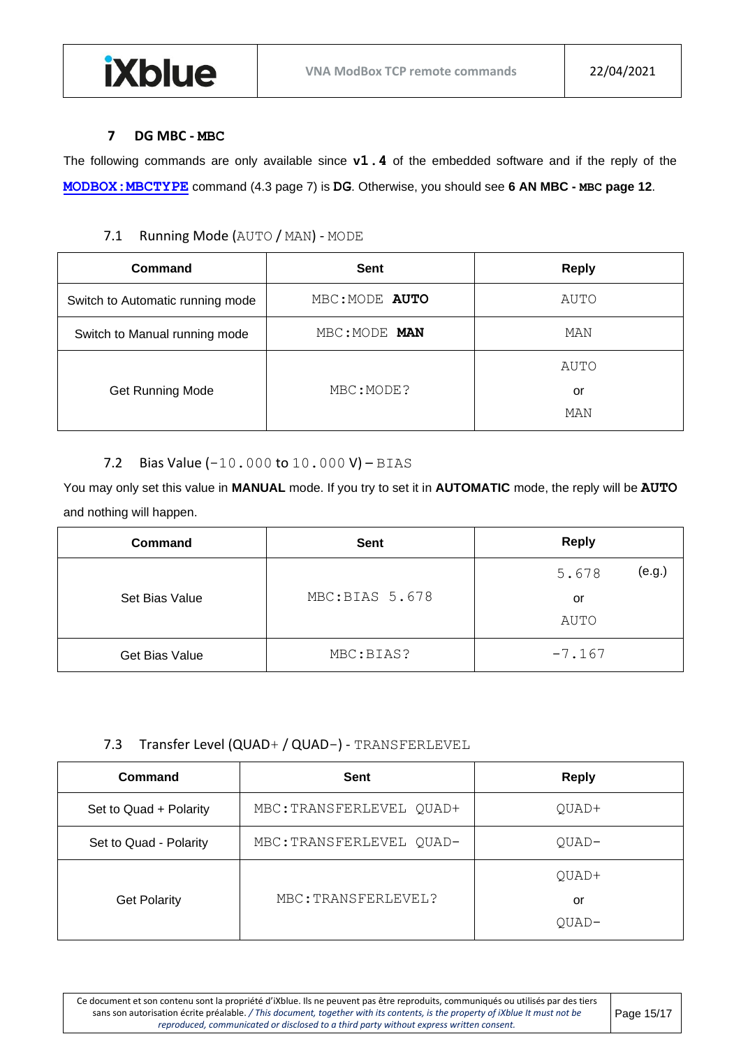# 7 DG MBC - MBC

The following commands are only available since **v1.4** of the embedded software and if the reply of the **MODBOX:MBCTYPE** command (4.3 page 7) is **DG**. Otherwise, you should see **6 AN MBC - MBC page 12**.

## 7.1 Running Mode (AUTO / MAN) - MODE

| Command | Sent | Reply |
|---|---|---|
| Switch to Automatic running mode | MBC:MODE **AUTO** | AUTO |
| Switch to Manual running mode | MBC:MODE **MAN** | MAN |
| Get Running Mode | MBC:MODE? | AUTO<br>or<br>MAN |

## 7.2 Bias Value (-10.000 to 10.000 V) – BIAS

You may only set this value in **MANUAL** mode. If you try to set it in **AUTOMATIC** mode, the reply will be **AUTO** and nothing will happen.

| Command | Sent | Reply |
|---|---|---|
| Set Bias Value | MBC:BIAS 5.678 | 5.678 (e.g.)<br>or<br>AUTO |
| Get Bias Value | MBC:BIAS? | -7.167 |

## 7.3 Transfer Level (QUAD+ / QUAD−) - TRANSFERLEVEL

| Command | Sent | Reply |
|---|---|---|
| Set to Quad + Polarity | MBC:TRANSFERLEVEL QUAD+ | QUAD+ |
| Set to Quad - Polarity | MBC:TRANSFERLEVEL QUAD− | QUAD− |
| Get Polarity | MBC:TRANSFERLEVEL? | QUAD+<br>or<br>QUAD− |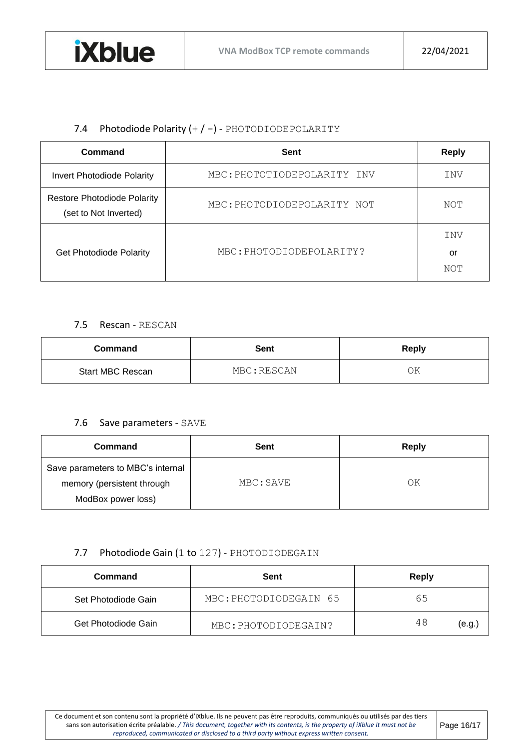## 7.4 Photodiode Polarity (+ / −) - PHOTODIODEPOLARITY

| Command | Sent | Reply |
|---|---|---|
| Invert Photodiode Polarity | MBC:PHOTOTIODEPOLARITY INV | INV |
| Restore Photodiode Polarity (set to Not Inverted) | MBC:PHOTODIODEPOLARITY NOT | NOT |
| Get Photodiode Polarity | MBC:PHOTODIODEPOLARITY? | INV or NOT |

## 7.5 Rescan - RESCAN

| Command | Sent | Reply |
|---|---|---|
| Start MBC Rescan | MBC:RESCAN | OK |

## 7.6 Save parameters - SAVE

| Command | Sent | Reply |
|---|---|---|
| Save parameters to MBC's internal memory (persistent through ModBox power loss) | MBC:SAVE | OK |

## 7.7 Photodiode Gain (1 to 127) - PHOTODIODEGAIN

| Command | Sent | Reply |
|---|---|---|
| Set Photodiode Gain | MBC:PHOTODIODEGAIN 65 | 65 |
| Get Photodiode Gain | MBC:PHOTODIODEGAIN? | 48 (e.g.) |

Ce document et son contenu sont la propriété d'iXblue. Ils ne peuvent pas être reproduits, communiqués ou utilisés par des tiers sans son autorisation écrite préalable. */ This document, together with its contents, is the property of iXblue It must not be reproduced, communicated or disclosed to a third party without express written consent.*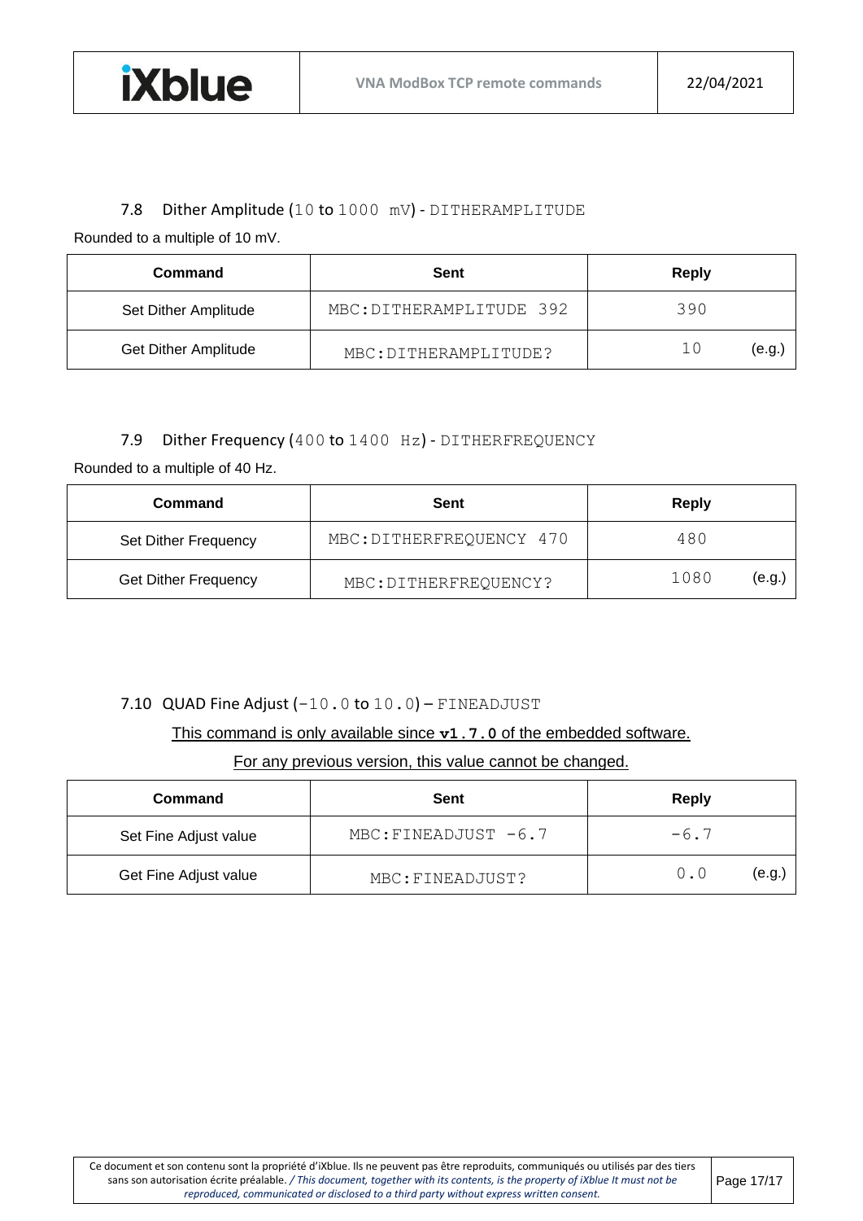### 7.8 Dither Amplitude (`10` to `1000 mV`) - `DITHERAMPLITUDE`

Rounded to a multiple of 10 mV.

| Command | Sent | Reply |
|---|---|---|
| Set Dither Amplitude | `MBC:DITHERAMPLITUDE 392` | `390` |
| Get Dither Amplitude | `MBC:DITHERAMPLITUDE?` | `10` (e.g.) |

### 7.9 Dither Frequency (`400` to `1400 Hz`) - `DITHERFREQUENCY`

Rounded to a multiple of 40 Hz.

| Command | Sent | Reply |
|---|---|---|
| Set Dither Frequency | `MBC:DITHERFREQUENCY 470` | `480` |
| Get Dither Frequency | `MBC:DITHERFREQUENCY?` | `1080` (e.g.) |

### 7.10 QUAD Fine Adjust (`-10.0` to `10.0`) – `FINEADJUST`

<u>This command is only available since **`v1.7.0`** of the embedded software.</u>

<u>For any previous version, this value cannot be changed.</u>

| Command | Sent | Reply |
|---|---|---|
| Set Fine Adjust value | `MBC:FINEADJUST -6.7` | `-6.7` |
| Get Fine Adjust value | `MBC:FINEADJUST?` | `0.0` (e.g.) |